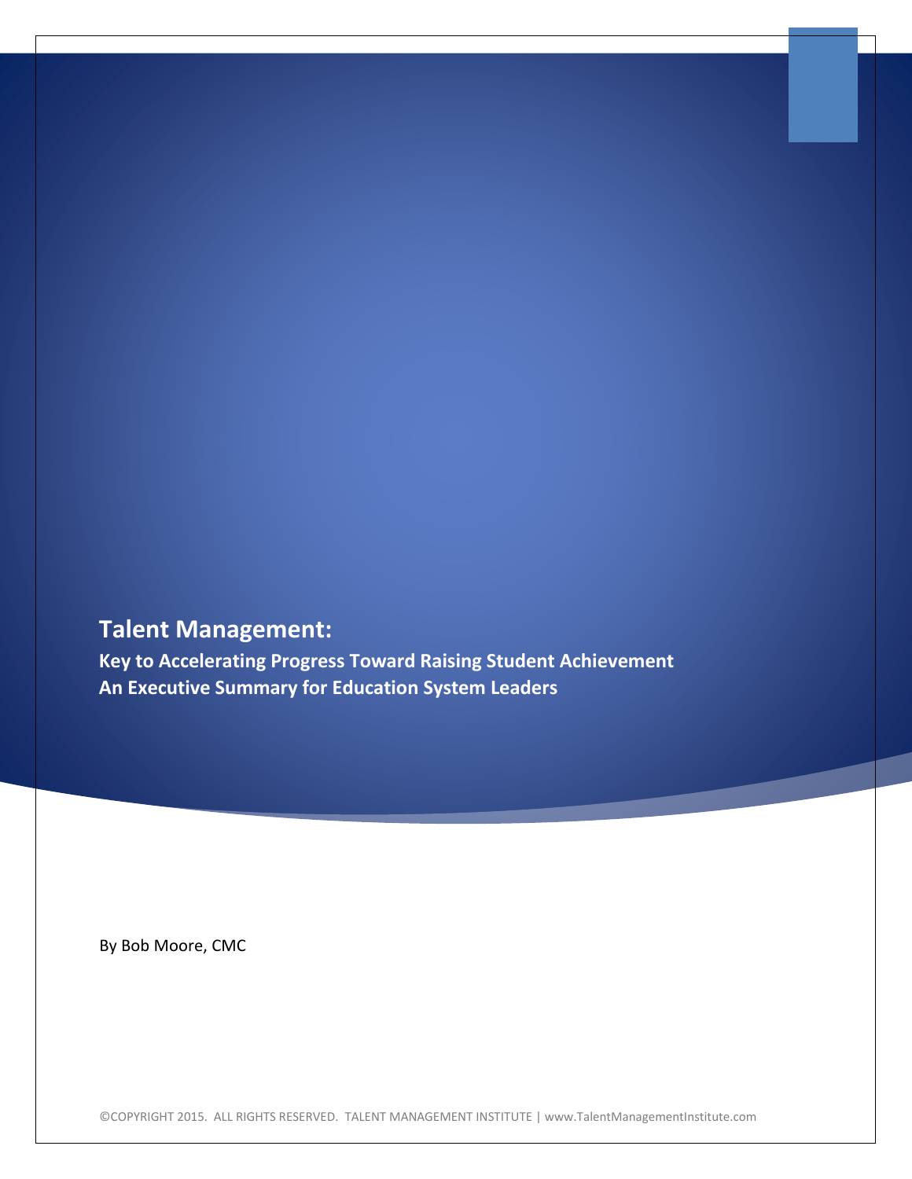# Talent Management:

**Key to Accelerating Progress Toward Raising Student Achievement**
**An Executive Summary for Education System Leaders**

By Bob Moore, CMC

©COPYRIGHT 2015. ALL RIGHTS RESERVED. TALENT MANAGEMENT INSTITUTE | www.TalentManagementInstitute.com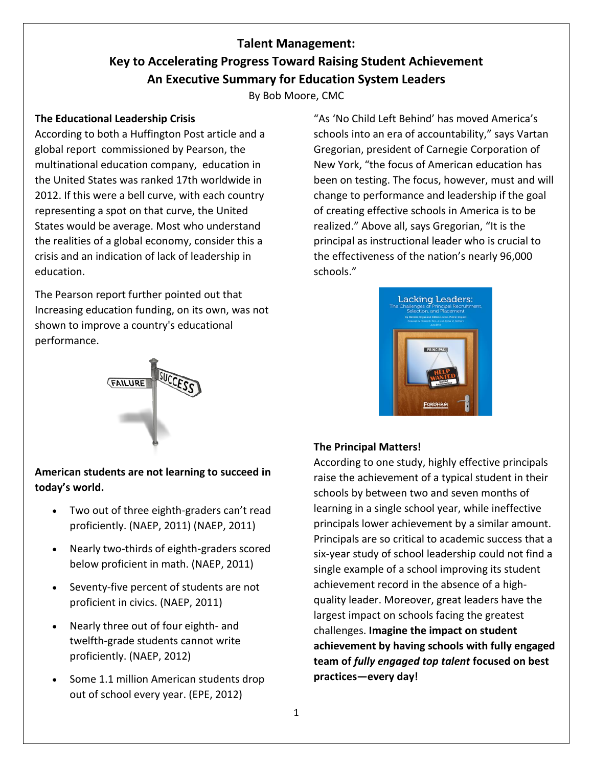# Talent Management:
# Key to Accelerating Progress Toward Raising Student Achievement
# An Executive Summary for Education System Leaders

By Bob Moore, CMC

**The Educational Leadership Crisis**

According to both a Huffington Post article and a global report commissioned by Pearson, the multinational education company, education in the United States was ranked 17th worldwide in 2012. If this were a bell curve, with each country representing a spot on that curve, the United States would be average. Most who understand the realities of a global economy, consider this a crisis and an indication of lack of leadership in education.

The Pearson report further pointed out that Increasing education funding, on its own, was not shown to improve a country's educational performance.

**American students are not learning to succeed in today's world.**

- Two out of three eighth-graders can't read proficiently. (NAEP, 2011) (NAEP, 2011)
- Nearly two-thirds of eighth-graders scored below proficient in math. (NAEP, 2011)
- Seventy-five percent of students are not proficient in civics. (NAEP, 2011)
- Nearly three out of four eighth- and twelfth-grade students cannot write proficiently. (NAEP, 2012)
- Some 1.1 million American students drop out of school every year. (EPE, 2012)

"As 'No Child Left Behind' has moved America's schools into an era of accountability," says Vartan Gregorian, president of Carnegie Corporation of New York, "the focus of American education has been on testing. The focus, however, must and will change to performance and leadership if the goal of creating effective schools in America is to be realized." Above all, says Gregorian, "It is the principal as instructional leader who is crucial to the effectiveness of the nation's nearly 96,000 schools."

**The Principal Matters!**

According to one study, highly effective principals raise the achievement of a typical student in their schools by between two and seven months of learning in a single school year, while ineffective principals lower achievement by a similar amount. Principals are so critical to academic success that a six-year study of school leadership could not find a single example of a school improving its student achievement record in the absence of a high-quality leader. Moreover, great leaders have the largest impact on schools facing the greatest challenges. **Imagine the impact on student achievement by having schools with fully engaged team of *fully engaged top talent* focused on best practices—every day!**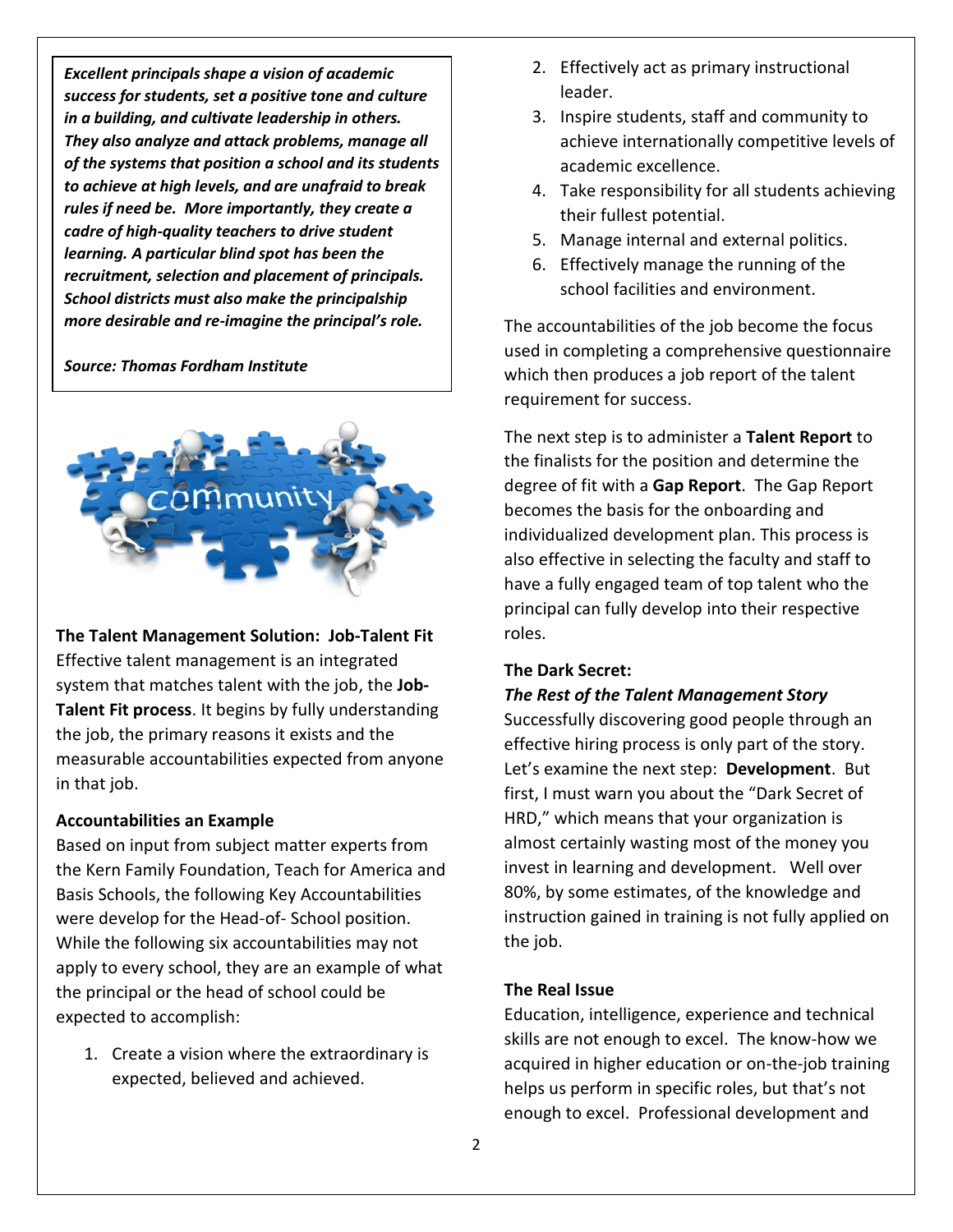***Excellent principals shape a vision of academic success for students, set a positive tone and culture in a building, and cultivate leadership in others. They also analyze and attack problems, manage all of the systems that position a school and its students to achieve at high levels, and are unafraid to break rules if need be. More importantly, they create a cadre of high-quality teachers to drive student learning. A particular blind spot has been the recruitment, selection and placement of principals. School districts must also make the principalship more desirable and re-imagine the principal's role.***

***Source: Thomas Fordham Institute***

**The Talent Management Solution: Job-Talent Fit**

Effective talent management is an integrated system that matches talent with the job, the **Job-Talent Fit process**. It begins by fully understanding the job, the primary reasons it exists and the measurable accountabilities expected from anyone in that job.

**Accountabilities an Example**

Based on input from subject matter experts from the Kern Family Foundation, Teach for America and Basis Schools, the following Key Accountabilities were develop for the Head-of- School position. While the following six accountabilities may not apply to every school, they are an example of what the principal or the head of school could be expected to accomplish:

1. Create a vision where the extraordinary is expected, believed and achieved.
2. Effectively act as primary instructional leader.
3. Inspire students, staff and community to achieve internationally competitive levels of academic excellence.
4. Take responsibility for all students achieving their fullest potential.
5. Manage internal and external politics.
6. Effectively manage the running of the school facilities and environment.

The accountabilities of the job become the focus used in completing a comprehensive questionnaire which then produces a job report of the talent requirement for success.

The next step is to administer a **Talent Report** to the finalists for the position and determine the degree of fit with a **Gap Report**. The Gap Report becomes the basis for the onboarding and individualized development plan. This process is also effective in selecting the faculty and staff to have a fully engaged team of top talent who the principal can fully develop into their respective roles.

**The Dark Secret:**

***The Rest of the Talent Management Story***

Successfully discovering good people through an effective hiring process is only part of the story. Let's examine the next step: **Development**. But first, I must warn you about the "Dark Secret of HRD," which means that your organization is almost certainly wasting most of the money you invest in learning and development. Well over 80%, by some estimates, of the knowledge and instruction gained in training is not fully applied on the job.

**The Real Issue**

Education, intelligence, experience and technical skills are not enough to excel. The know-how we acquired in higher education or on-the-job training helps us perform in specific roles, but that's not enough to excel. Professional development and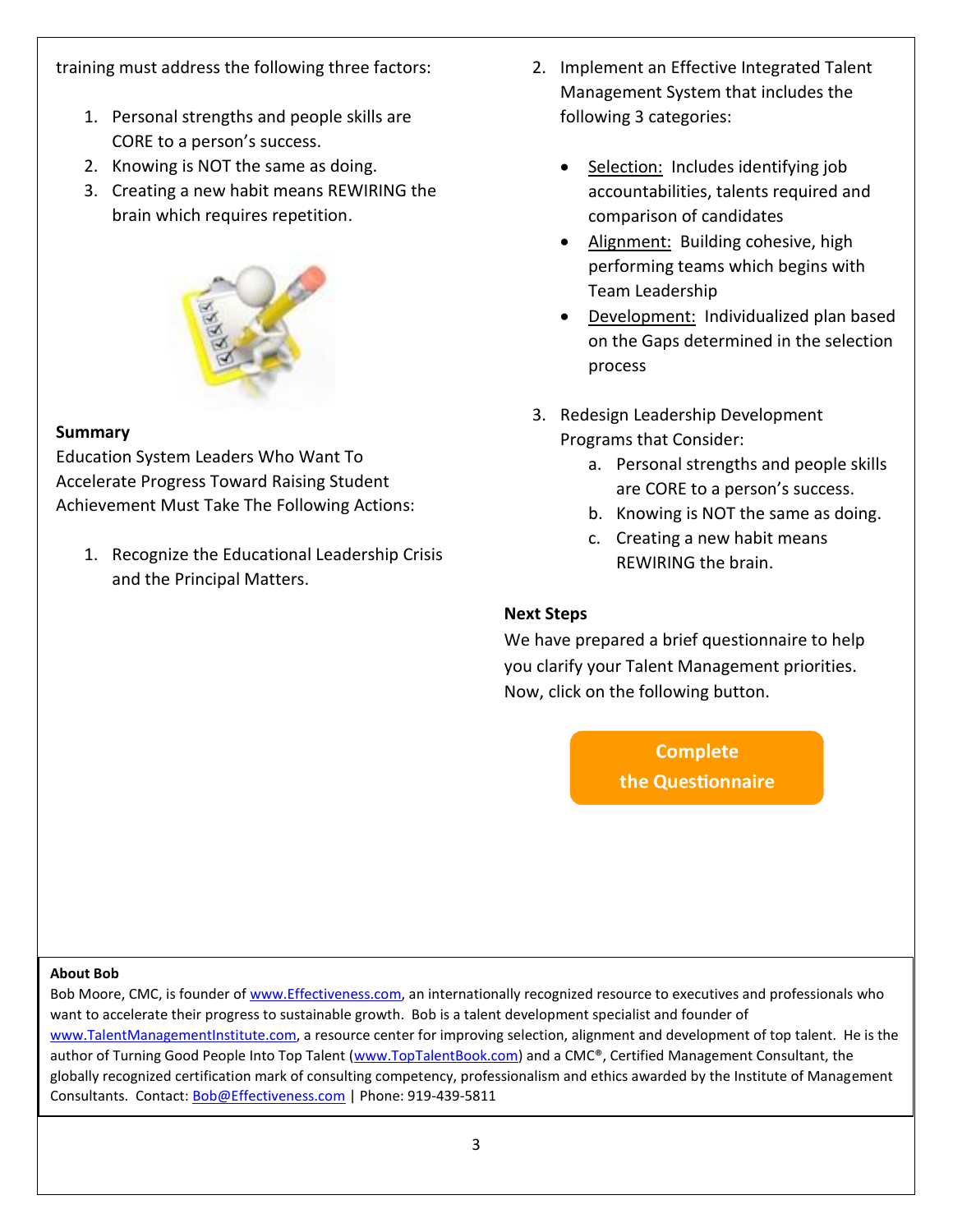training must address the following three factors:

1. Personal strengths and people skills are CORE to a person's success.
2. Knowing is NOT the same as doing.
3. Creating a new habit means REWIRING the brain which requires repetition.

**Summary**

Education System Leaders Who Want To Accelerate Progress Toward Raising Student Achievement Must Take The Following Actions:

1. Recognize the Educational Leadership Crisis and the Principal Matters.
2. Implement an Effective Integrated Talent Management System that includes the following 3 categories:
   - Selection: Includes identifying job accountabilities, talents required and comparison of candidates
   - Alignment: Building cohesive, high performing teams which begins with Team Leadership
   - Development: Individualized plan based on the Gaps determined in the selection process
3. Redesign Leadership Development Programs that Consider:
   a. Personal strengths and people skills are CORE to a person's success.
   b. Knowing is NOT the same as doing.
   c. Creating a new habit means REWIRING the brain.

**Next Steps**

We have prepared a brief questionnaire to help you clarify your Talent Management priorities. Now, click on the following button.

**Complete the Questionnaire**

**About Bob**

Bob Moore, CMC, is founder of www.Effectiveness.com, an internationally recognized resource to executives and professionals who want to accelerate their progress to sustainable growth. Bob is a talent development specialist and founder of www.TalentManagementInstitute.com, a resource center for improving selection, alignment and development of top talent. He is the author of Turning Good People Into Top Talent (www.TopTalentBook.com) and a CMC®, Certified Management Consultant, the globally recognized certification mark of consulting competency, professionalism and ethics awarded by the Institute of Management Consultants. Contact: Bob@Effectiveness.com | Phone: 919-439-5811